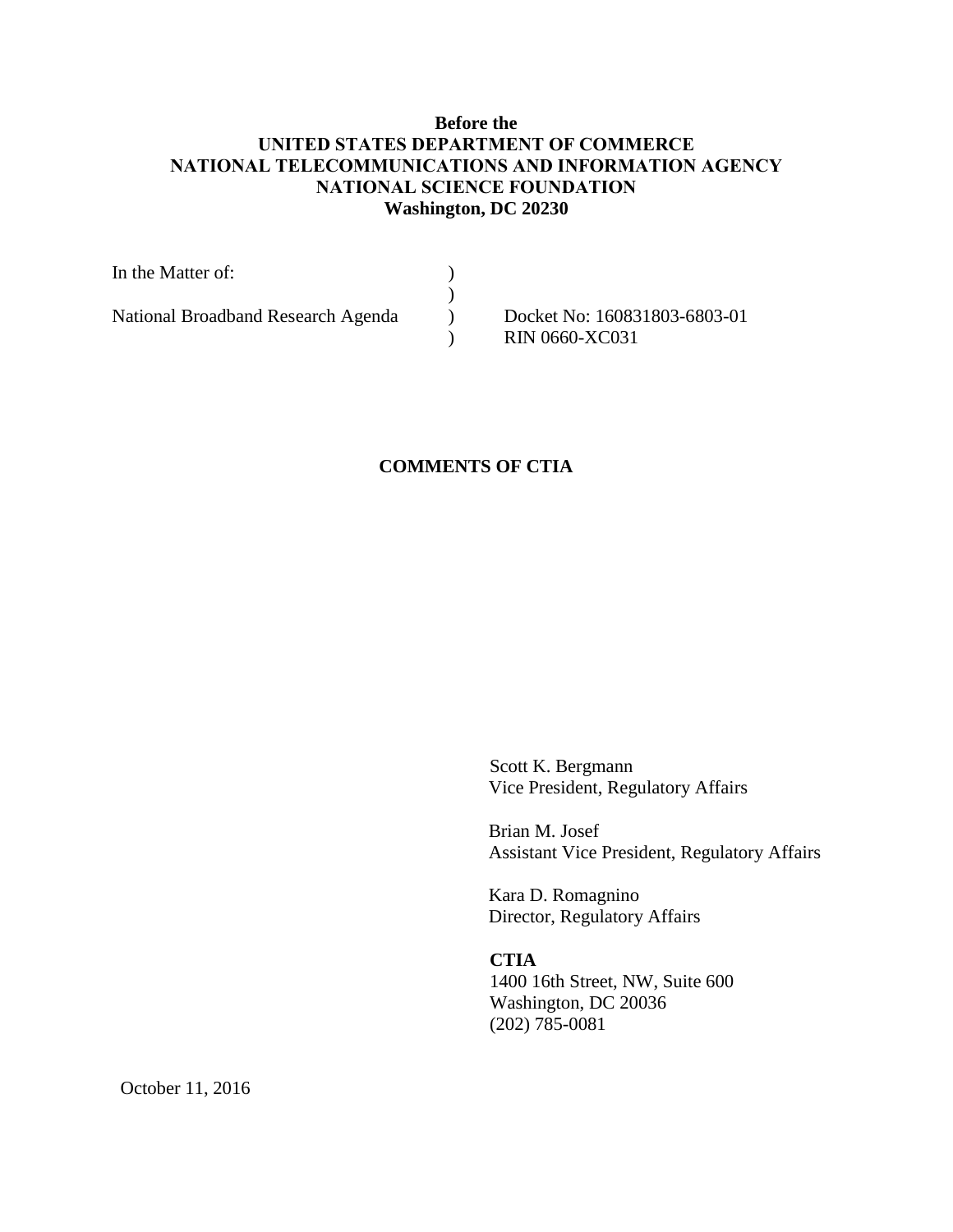**Before the**
**UNITED STATES DEPARTMENT OF COMMERCE**
**NATIONAL TELECOMMUNICATIONS AND INFORMATION AGENCY**
**NATIONAL SCIENCE FOUNDATION**
**Washington, DC 20230**

| | | |
|---|---|---|
| In the Matter of: | ) | |
| | ) | |
| National Broadband Research Agenda | ) | Docket No: 160831803-6803-01 |
| | ) | RIN 0660-XC031 |

**COMMENTS OF CTIA**

Scott K. Bergmann
Vice President, Regulatory Affairs

Brian M. Josef
Assistant Vice President, Regulatory Affairs

Kara D. Romagnino
Director, Regulatory Affairs

**CTIA**
1400 16th Street, NW, Suite 600
Washington, DC 20036
(202) 785-0081

October 11, 2016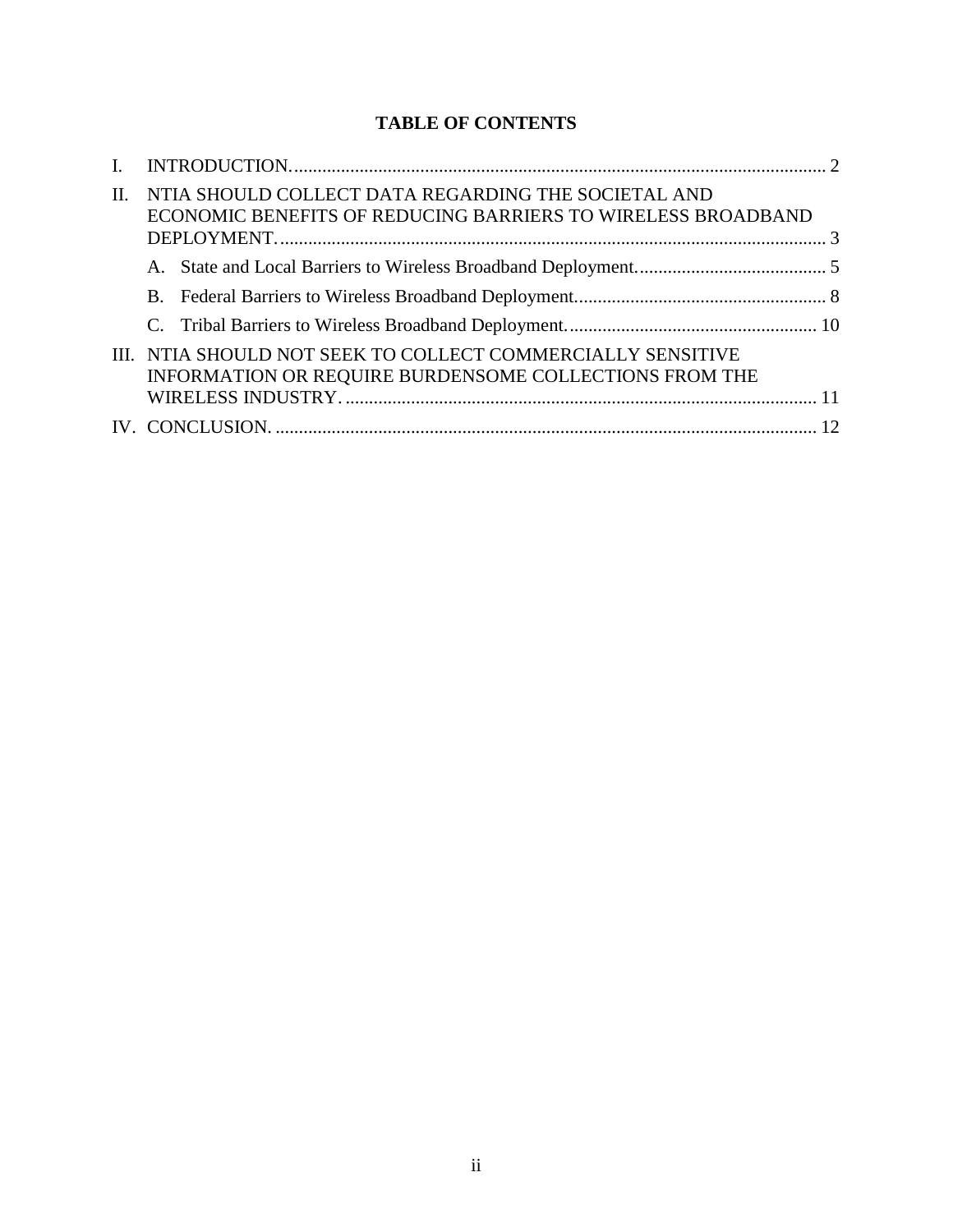**TABLE OF CONTENTS**

I. INTRODUCTION. .......... 2

II. NTIA SHOULD COLLECT DATA REGARDING THE SOCIETAL AND ECONOMIC BENEFITS OF REDUCING BARRIERS TO WIRELESS BROADBAND DEPLOYMENT. .......... 3

- A. State and Local Barriers to Wireless Broadband Deployment. .......... 5
- B. Federal Barriers to Wireless Broadband Deployment. .......... 8
- C. Tribal Barriers to Wireless Broadband Deployment. .......... 10

III. NTIA SHOULD NOT SEEK TO COLLECT COMMERCIALLY SENSITIVE INFORMATION OR REQUIRE BURDENSOME COLLECTIONS FROM THE WIRELESS INDUSTRY. .......... 11

IV. CONCLUSION. .......... 12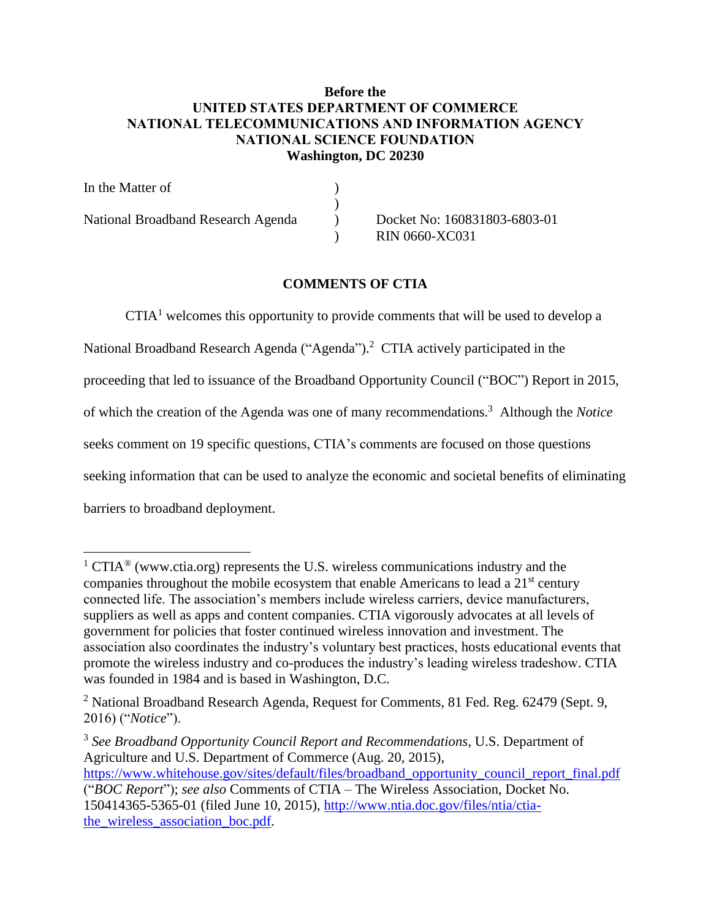**Before the**
**UNITED STATES DEPARTMENT OF COMMERCE**
**NATIONAL TELECOMMUNICATIONS AND INFORMATION AGENCY**
**NATIONAL SCIENCE FOUNDATION**
**Washington, DC 20230**

| | | |
|---|---|---|
| In the Matter of | ) | |
| | ) | |
| National Broadband Research Agenda | ) | Docket No: 160831803-6803-01 |
| | ) | RIN 0660-XC031 |

**COMMENTS OF CTIA**

CTIA[1] welcomes this opportunity to provide comments that will be used to develop a National Broadband Research Agenda ("Agenda").[2] CTIA actively participated in the proceeding that led to issuance of the Broadband Opportunity Council ("BOC") Report in 2015, of which the creation of the Agenda was one of many recommendations.[3] Although the *Notice* seeks comment on 19 specific questions, CTIA's comments are focused on those questions seeking information that can be used to analyze the economic and societal benefits of eliminating barriers to broadband deployment.

---

[1] CTIA® (www.ctia.org) represents the U.S. wireless communications industry and the companies throughout the mobile ecosystem that enable Americans to lead a 21st century connected life. The association's members include wireless carriers, device manufacturers, suppliers as well as apps and content companies. CTIA vigorously advocates at all levels of government for policies that foster continued wireless innovation and investment. The association also coordinates the industry's voluntary best practices, hosts educational events that promote the wireless industry and co-produces the industry's leading wireless tradeshow. CTIA was founded in 1984 and is based in Washington, D.C.

[2] National Broadband Research Agenda, Request for Comments, 81 Fed. Reg. 62479 (Sept. 9, 2016) ("*Notice*").

[3] *See Broadband Opportunity Council Report and Recommendations*, U.S. Department of Agriculture and U.S. Department of Commerce (Aug. 20, 2015), https://www.whitehouse.gov/sites/default/files/broadband_opportunity_council_report_final.pdf ("*BOC Report*"); *see also* Comments of CTIA – The Wireless Association, Docket No. 150414365-5365-01 (filed June 10, 2015), http://www.ntia.doc.gov/files/ntia/ctia-the_wireless_association_boc.pdf.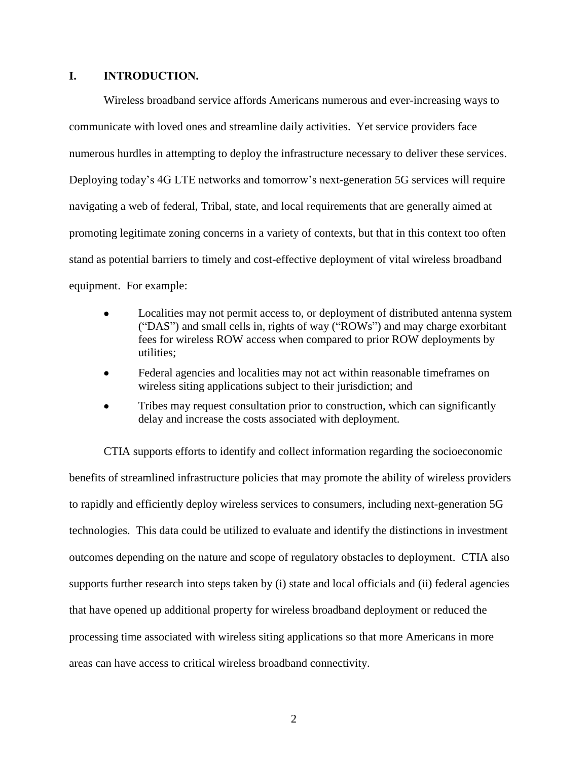## I. INTRODUCTION.

Wireless broadband service affords Americans numerous and ever-increasing ways to communicate with loved ones and streamline daily activities. Yet service providers face numerous hurdles in attempting to deploy the infrastructure necessary to deliver these services. Deploying today's 4G LTE networks and tomorrow's next-generation 5G services will require navigating a web of federal, Tribal, state, and local requirements that are generally aimed at promoting legitimate zoning concerns in a variety of contexts, but that in this context too often stand as potential barriers to timely and cost-effective deployment of vital wireless broadband equipment. For example:

- Localities may not permit access to, or deployment of distributed antenna system ("DAS") and small cells in, rights of way ("ROWs") and may charge exorbitant fees for wireless ROW access when compared to prior ROW deployments by utilities;
- Federal agencies and localities may not act within reasonable timeframes on wireless siting applications subject to their jurisdiction; and
- Tribes may request consultation prior to construction, which can significantly delay and increase the costs associated with deployment.

CTIA supports efforts to identify and collect information regarding the socioeconomic benefits of streamlined infrastructure policies that may promote the ability of wireless providers to rapidly and efficiently deploy wireless services to consumers, including next-generation 5G technologies. This data could be utilized to evaluate and identify the distinctions in investment outcomes depending on the nature and scope of regulatory obstacles to deployment. CTIA also supports further research into steps taken by (i) state and local officials and (ii) federal agencies that have opened up additional property for wireless broadband deployment or reduced the processing time associated with wireless siting applications so that more Americans in more areas can have access to critical wireless broadband connectivity.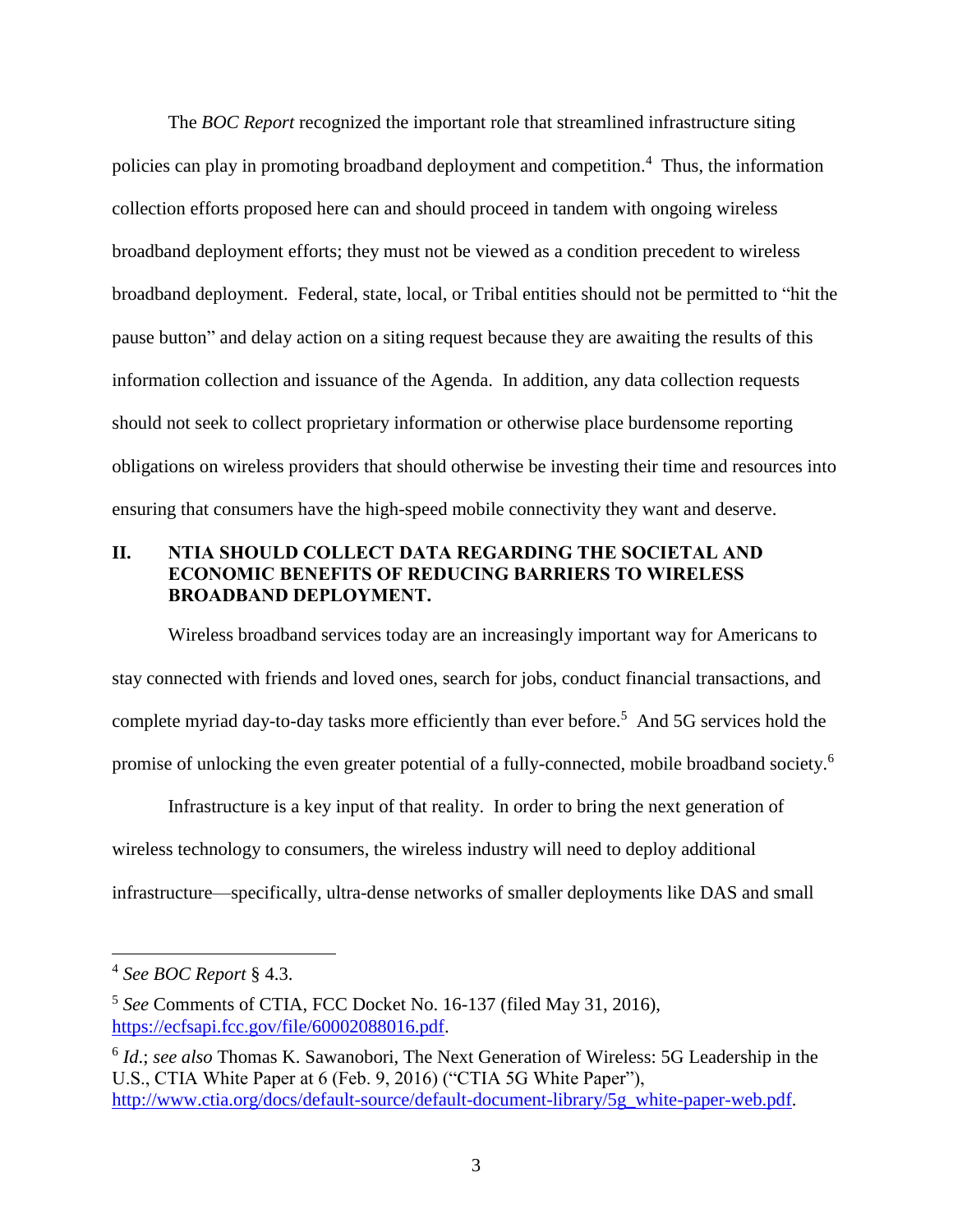The *BOC Report* recognized the important role that streamlined infrastructure siting policies can play in promoting broadband deployment and competition.[4] Thus, the information collection efforts proposed here can and should proceed in tandem with ongoing wireless broadband deployment efforts; they must not be viewed as a condition precedent to wireless broadband deployment. Federal, state, local, or Tribal entities should not be permitted to "hit the pause button" and delay action on a siting request because they are awaiting the results of this information collection and issuance of the Agenda. In addition, any data collection requests should not seek to collect proprietary information or otherwise place burdensome reporting obligations on wireless providers that should otherwise be investing their time and resources into ensuring that consumers have the high-speed mobile connectivity they want and deserve.

## II. NTIA SHOULD COLLECT DATA REGARDING THE SOCIETAL AND ECONOMIC BENEFITS OF REDUCING BARRIERS TO WIRELESS BROADBAND DEPLOYMENT.

Wireless broadband services today are an increasingly important way for Americans to stay connected with friends and loved ones, search for jobs, conduct financial transactions, and complete myriad day-to-day tasks more efficiently than ever before.[5] And 5G services hold the promise of unlocking the even greater potential of a fully-connected, mobile broadband society.[6]

Infrastructure is a key input of that reality. In order to bring the next generation of wireless technology to consumers, the wireless industry will need to deploy additional infrastructure—specifically, ultra-dense networks of smaller deployments like DAS and small

---

[4] *See BOC Report* § 4.3.

[5] *See* Comments of CTIA, FCC Docket No. 16-137 (filed May 31, 2016), https://ecfsapi.fcc.gov/file/60002088016.pdf.

[6] *Id.*; *see also* Thomas K. Sawanobori, The Next Generation of Wireless: 5G Leadership in the U.S., CTIA White Paper at 6 (Feb. 9, 2016) ("CTIA 5G White Paper"), http://www.ctia.org/docs/default-source/default-document-library/5g_white-paper-web.pdf.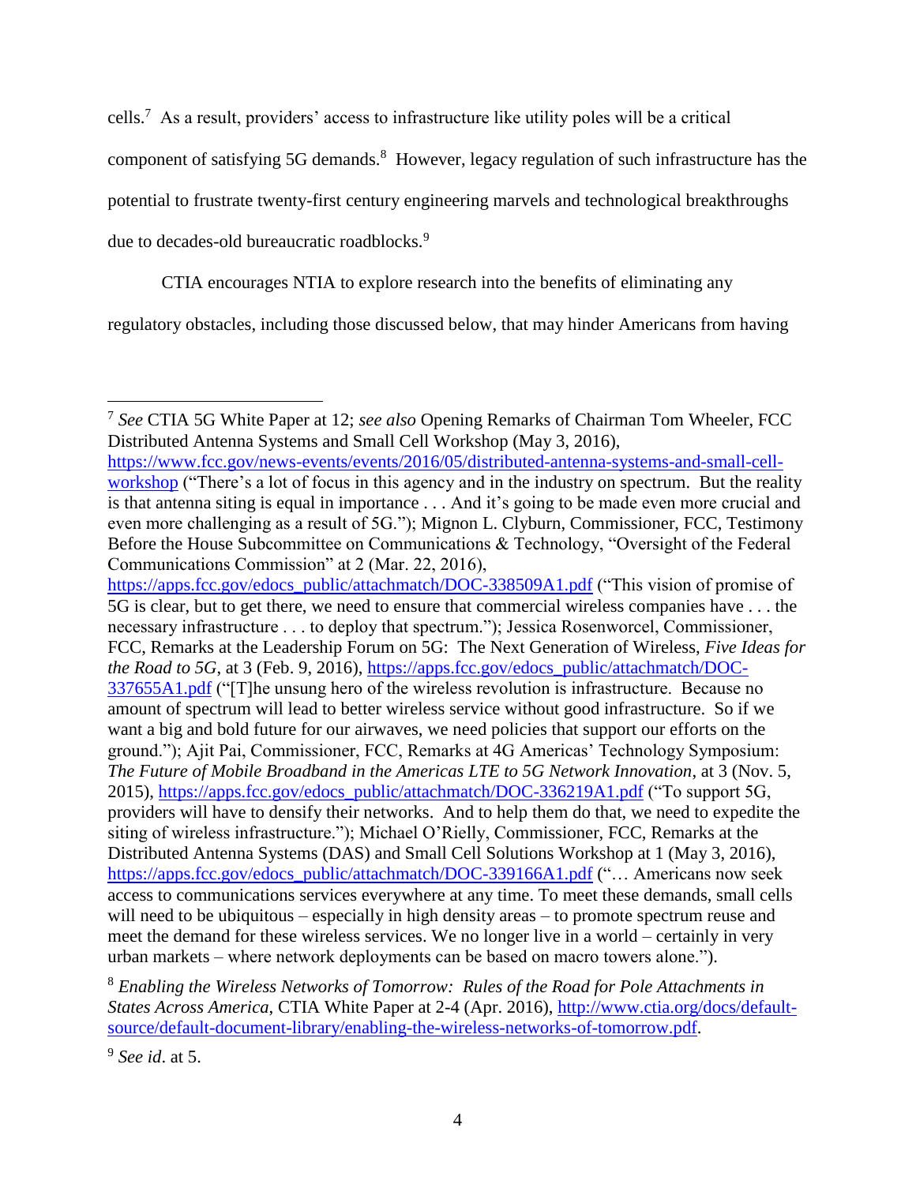cells.[7] As a result, providers' access to infrastructure like utility poles will be a critical component of satisfying 5G demands.[8] However, legacy regulation of such infrastructure has the potential to frustrate twenty-first century engineering marvels and technological breakthroughs due to decades-old bureaucratic roadblocks.[9]

CTIA encourages NTIA to explore research into the benefits of eliminating any regulatory obstacles, including those discussed below, that may hinder Americans from having

---

[7] *See* CTIA 5G White Paper at 12; *see also* Opening Remarks of Chairman Tom Wheeler, FCC Distributed Antenna Systems and Small Cell Workshop (May 3, 2016), https://www.fcc.gov/news-events/events/2016/05/distributed-antenna-systems-and-small-cell-workshop ("There's a lot of focus in this agency and in the industry on spectrum. But the reality is that antenna siting is equal in importance . . . And it's going to be made even more crucial and even more challenging as a result of 5G."); Mignon L. Clyburn, Commissioner, FCC, Testimony Before the House Subcommittee on Communications & Technology, "Oversight of the Federal Communications Commission" at 2 (Mar. 22, 2016), https://apps.fcc.gov/edocs_public/attachmatch/DOC-338509A1.pdf ("This vision of promise of 5G is clear, but to get there, we need to ensure that commercial wireless companies have . . . the necessary infrastructure . . . to deploy that spectrum."); Jessica Rosenworcel, Commissioner, FCC, Remarks at the Leadership Forum on 5G: The Next Generation of Wireless, *Five Ideas for the Road to 5G*, at 3 (Feb. 9, 2016), https://apps.fcc.gov/edocs_public/attachmatch/DOC-337655A1.pdf ("[T]he unsung hero of the wireless revolution is infrastructure. Because no amount of spectrum will lead to better wireless service without good infrastructure. So if we want a big and bold future for our airwaves, we need policies that support our efforts on the ground."); Ajit Pai, Commissioner, FCC, Remarks at 4G Americas' Technology Symposium: *The Future of Mobile Broadband in the Americas LTE to 5G Network Innovation*, at 3 (Nov. 5, 2015), https://apps.fcc.gov/edocs_public/attachmatch/DOC-336219A1.pdf ("To support 5G, providers will have to densify their networks. And to help them do that, we need to expedite the siting of wireless infrastructure."); Michael O'Rielly, Commissioner, FCC, Remarks at the Distributed Antenna Systems (DAS) and Small Cell Solutions Workshop at 1 (May 3, 2016), https://apps.fcc.gov/edocs_public/attachmatch/DOC-339166A1.pdf ("… Americans now seek access to communications services everywhere at any time. To meet these demands, small cells will need to be ubiquitous – especially in high density areas – to promote spectrum reuse and meet the demand for these wireless services. We no longer live in a world – certainly in very urban markets – where network deployments can be based on macro towers alone.").

[8] *Enabling the Wireless Networks of Tomorrow: Rules of the Road for Pole Attachments in States Across America*, CTIA White Paper at 2-4 (Apr. 2016), http://www.ctia.org/docs/default-source/default-document-library/enabling-the-wireless-networks-of-tomorrow.pdf.

[9] *See id*. at 5.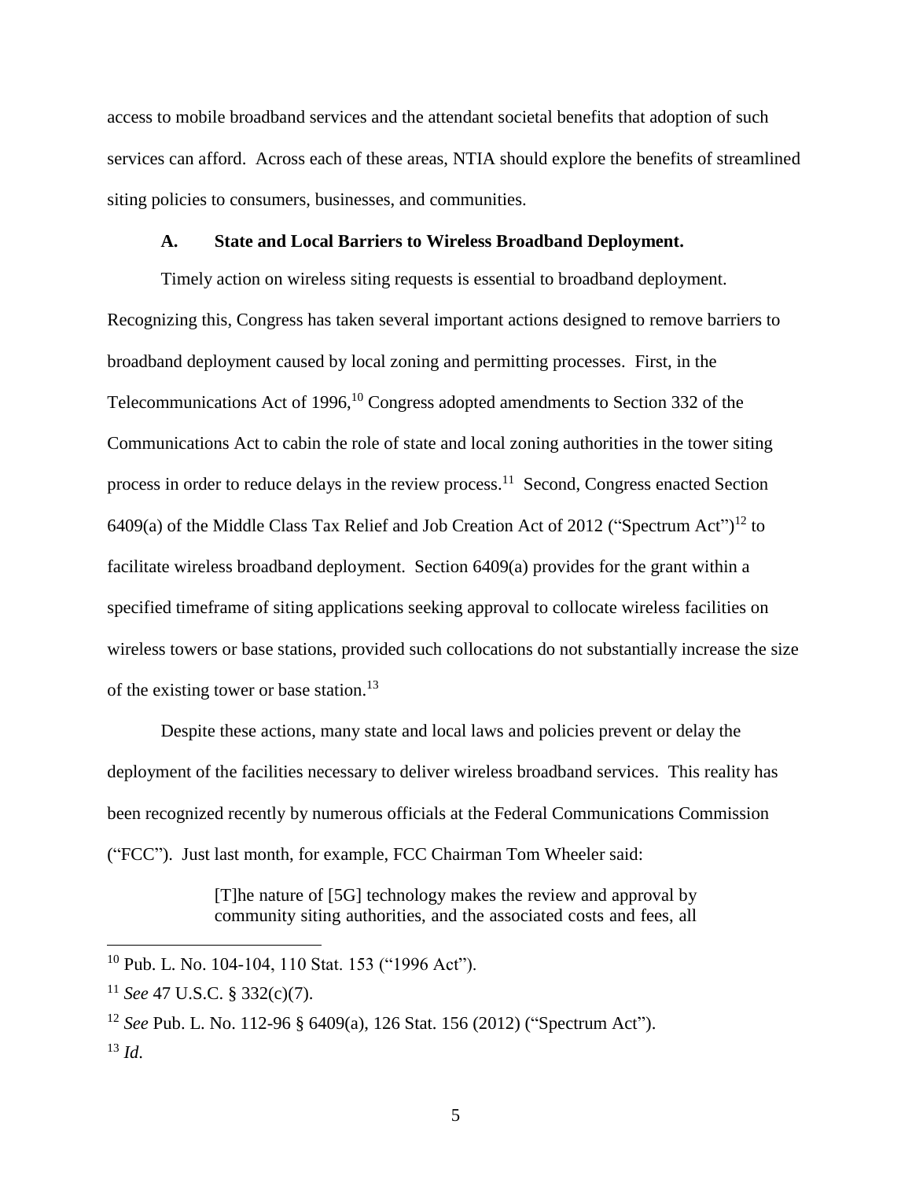access to mobile broadband services and the attendant societal benefits that adoption of such services can afford. Across each of these areas, NTIA should explore the benefits of streamlined siting policies to consumers, businesses, and communities.

### A. State and Local Barriers to Wireless Broadband Deployment.

Timely action on wireless siting requests is essential to broadband deployment. Recognizing this, Congress has taken several important actions designed to remove barriers to broadband deployment caused by local zoning and permitting processes. First, in the Telecommunications Act of 1996,[10] Congress adopted amendments to Section 332 of the Communications Act to cabin the role of state and local zoning authorities in the tower siting process in order to reduce delays in the review process.[11] Second, Congress enacted Section 6409(a) of the Middle Class Tax Relief and Job Creation Act of 2012 ("Spectrum Act")[12] to facilitate wireless broadband deployment. Section 6409(a) provides for the grant within a specified timeframe of siting applications seeking approval to collocate wireless facilities on wireless towers or base stations, provided such collocations do not substantially increase the size of the existing tower or base station.[13]

Despite these actions, many state and local laws and policies prevent or delay the deployment of the facilities necessary to deliver wireless broadband services. This reality has been recognized recently by numerous officials at the Federal Communications Commission ("FCC"). Just last month, for example, FCC Chairman Tom Wheeler said:

> [T]he nature of [5G] technology makes the review and approval by community siting authorities, and the associated costs and fees, all

---

[10] Pub. L. No. 104-104, 110 Stat. 153 ("1996 Act").

[11] *See* 47 U.S.C. § 332(c)(7).

[12] *See* Pub. L. No. 112-96 § 6409(a), 126 Stat. 156 (2012) ("Spectrum Act").

[13] *Id*.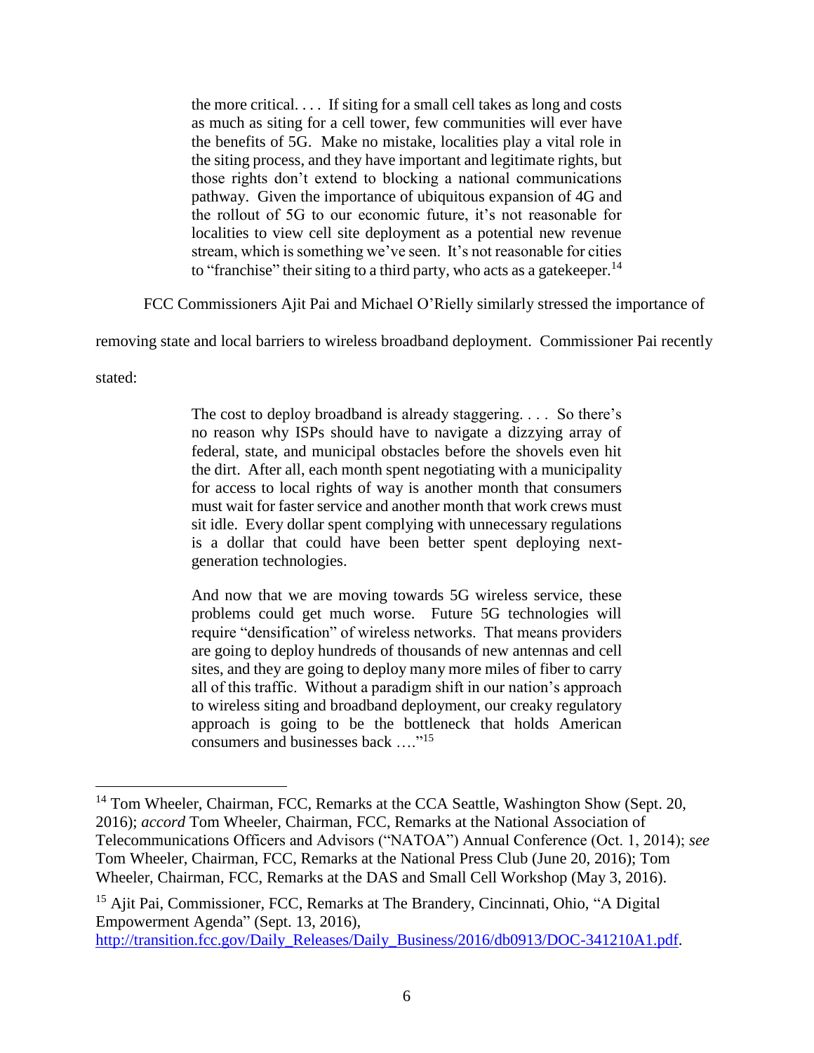> the more critical. . . . If siting for a small cell takes as long and costs as much as siting for a cell tower, few communities will ever have the benefits of 5G. Make no mistake, localities play a vital role in the siting process, and they have important and legitimate rights, but those rights don't extend to blocking a national communications pathway. Given the importance of ubiquitous expansion of 4G and the rollout of 5G to our economic future, it's not reasonable for localities to view cell site deployment as a potential new revenue stream, which is something we've seen. It's not reasonable for cities to "franchise" their siting to a third party, who acts as a gatekeeper.[14]

FCC Commissioners Ajit Pai and Michael O'Rielly similarly stressed the importance of removing state and local barriers to wireless broadband deployment. Commissioner Pai recently stated:

> The cost to deploy broadband is already staggering. . . . So there's no reason why ISPs should have to navigate a dizzying array of federal, state, and municipal obstacles before the shovels even hit the dirt. After all, each month spent negotiating with a municipality for access to local rights of way is another month that consumers must wait for faster service and another month that work crews must sit idle. Every dollar spent complying with unnecessary regulations is a dollar that could have been better spent deploying next-generation technologies.
>
> And now that we are moving towards 5G wireless service, these problems could get much worse. Future 5G technologies will require "densification" of wireless networks. That means providers are going to deploy hundreds of thousands of new antennas and cell sites, and they are going to deploy many more miles of fiber to carry all of this traffic. Without a paradigm shift in our nation's approach to wireless siting and broadband deployment, our creaky regulatory approach is going to be the bottleneck that holds American consumers and businesses back …."[15]

---

[14] Tom Wheeler, Chairman, FCC, Remarks at the CCA Seattle, Washington Show (Sept. 20, 2016); *accord* Tom Wheeler, Chairman, FCC, Remarks at the National Association of Telecommunications Officers and Advisors ("NATOA") Annual Conference (Oct. 1, 2014); *see* Tom Wheeler, Chairman, FCC, Remarks at the National Press Club (June 20, 2016); Tom Wheeler, Chairman, FCC, Remarks at the DAS and Small Cell Workshop (May 3, 2016).

[15] Ajit Pai, Commissioner, FCC, Remarks at The Brandery, Cincinnati, Ohio, "A Digital Empowerment Agenda" (Sept. 13, 2016), http://transition.fcc.gov/Daily_Releases/Daily_Business/2016/db0913/DOC-341210A1.pdf.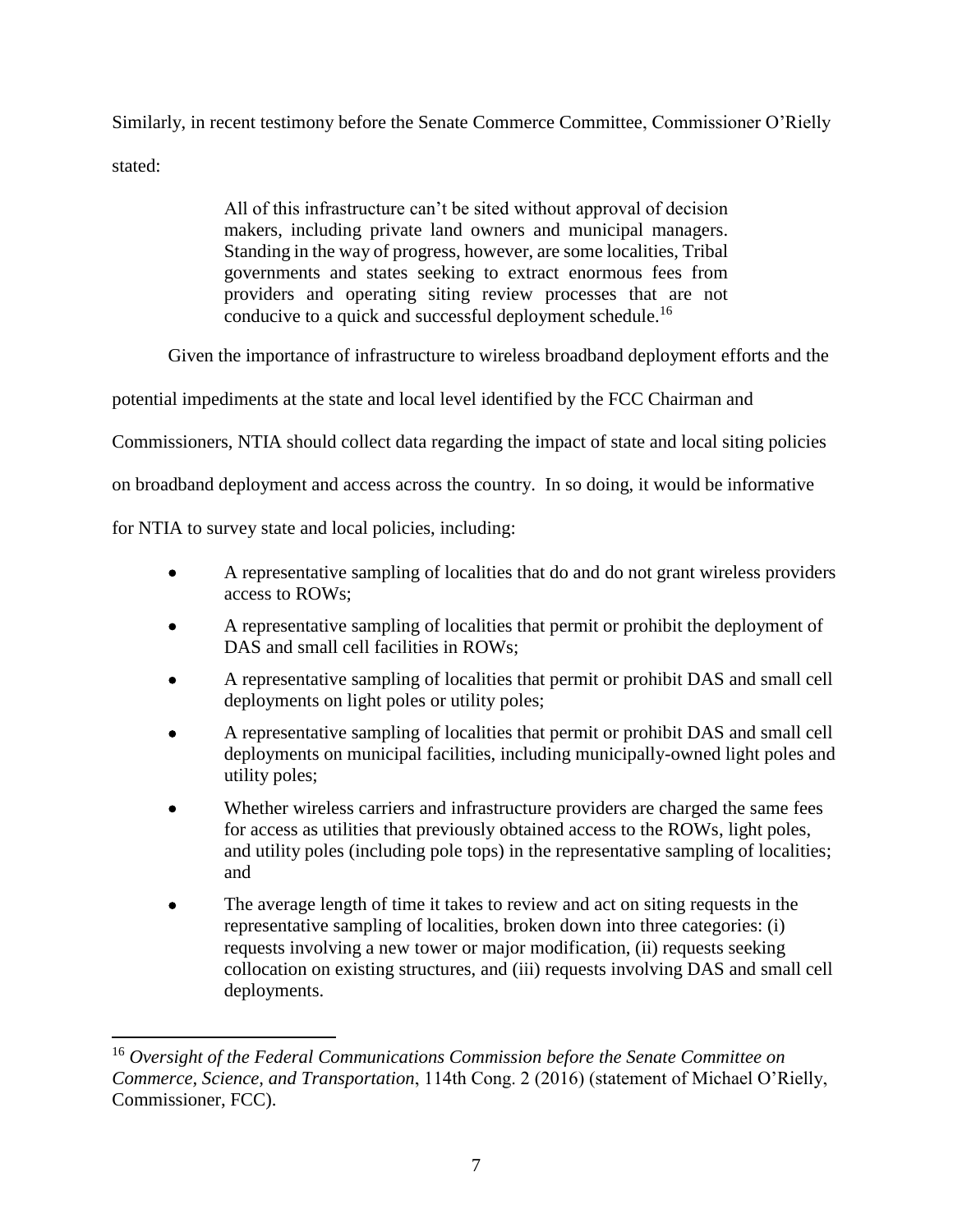Similarly, in recent testimony before the Senate Commerce Committee, Commissioner O'Rielly stated:

> All of this infrastructure can't be sited without approval of decision makers, including private land owners and municipal managers. Standing in the way of progress, however, are some localities, Tribal governments and states seeking to extract enormous fees from providers and operating siting review processes that are not conducive to a quick and successful deployment schedule.[16]

Given the importance of infrastructure to wireless broadband deployment efforts and the potential impediments at the state and local level identified by the FCC Chairman and Commissioners, NTIA should collect data regarding the impact of state and local siting policies on broadband deployment and access across the country. In so doing, it would be informative for NTIA to survey state and local policies, including:

- A representative sampling of localities that do and do not grant wireless providers access to ROWs;
- A representative sampling of localities that permit or prohibit the deployment of DAS and small cell facilities in ROWs;
- A representative sampling of localities that permit or prohibit DAS and small cell deployments on light poles or utility poles;
- A representative sampling of localities that permit or prohibit DAS and small cell deployments on municipal facilities, including municipally-owned light poles and utility poles;
- Whether wireless carriers and infrastructure providers are charged the same fees for access as utilities that previously obtained access to the ROWs, light poles, and utility poles (including pole tops) in the representative sampling of localities; and
- The average length of time it takes to review and act on siting requests in the representative sampling of localities, broken down into three categories: (i) requests involving a new tower or major modification, (ii) requests seeking collocation on existing structures, and (iii) requests involving DAS and small cell deployments.

---

[16] *Oversight of the Federal Communications Commission before the Senate Committee on Commerce, Science, and Transportation*, 114th Cong. 2 (2016) (statement of Michael O'Rielly, Commissioner, FCC).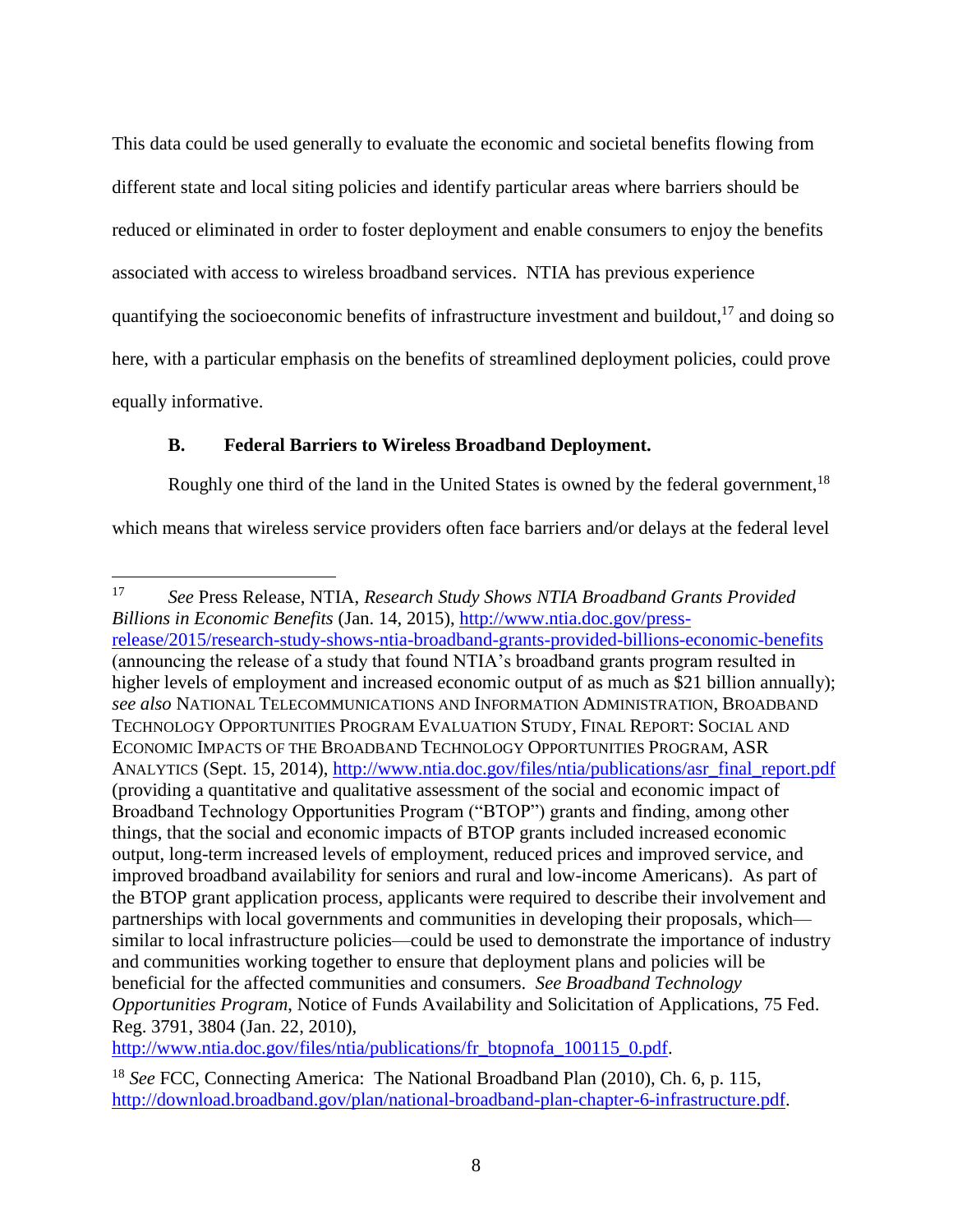This data could be used generally to evaluate the economic and societal benefits flowing from different state and local siting policies and identify particular areas where barriers should be reduced or eliminated in order to foster deployment and enable consumers to enjoy the benefits associated with access to wireless broadband services. NTIA has previous experience quantifying the socioeconomic benefits of infrastructure investment and buildout,[17] and doing so here, with a particular emphasis on the benefits of streamlined deployment policies, could prove equally informative.

### B. Federal Barriers to Wireless Broadband Deployment.

Roughly one third of the land in the United States is owned by the federal government,[18] which means that wireless service providers often face barriers and/or delays at the federal level

---

[17] *See* Press Release, NTIA, *Research Study Shows NTIA Broadband Grants Provided Billions in Economic Benefits* (Jan. 14, 2015), http://www.ntia.doc.gov/press-release/2015/research-study-shows-ntia-broadband-grants-provided-billions-economic-benefits (announcing the release of a study that found NTIA's broadband grants program resulted in higher levels of employment and increased economic output of as much as $21 billion annually); *see also* NATIONAL TELECOMMUNICATIONS AND INFORMATION ADMINISTRATION, BROADBAND TECHNOLOGY OPPORTUNITIES PROGRAM EVALUATION STUDY, FINAL REPORT: SOCIAL AND ECONOMIC IMPACTS OF THE BROADBAND TECHNOLOGY OPPORTUNITIES PROGRAM, ASR ANALYTICS (Sept. 15, 2014), http://www.ntia.doc.gov/files/ntia/publications/asr_final_report.pdf (providing a quantitative and qualitative assessment of the social and economic impact of Broadband Technology Opportunities Program ("BTOP") grants and finding, among other things, that the social and economic impacts of BTOP grants included increased economic output, long-term increased levels of employment, reduced prices and improved service, and improved broadband availability for seniors and rural and low-income Americans). As part of the BTOP grant application process, applicants were required to describe their involvement and partnerships with local governments and communities in developing their proposals, which—similar to local infrastructure policies—could be used to demonstrate the importance of industry and communities working together to ensure that deployment plans and policies will be beneficial for the affected communities and consumers. *See Broadband Technology Opportunities Program*, Notice of Funds Availability and Solicitation of Applications, 75 Fed. Reg. 3791, 3804 (Jan. 22, 2010), http://www.ntia.doc.gov/files/ntia/publications/fr_btopnofa_100115_0.pdf.

[18] *See* FCC, Connecting America: The National Broadband Plan (2010), Ch. 6, p. 115, http://download.broadband.gov/plan/national-broadband-plan-chapter-6-infrastructure.pdf.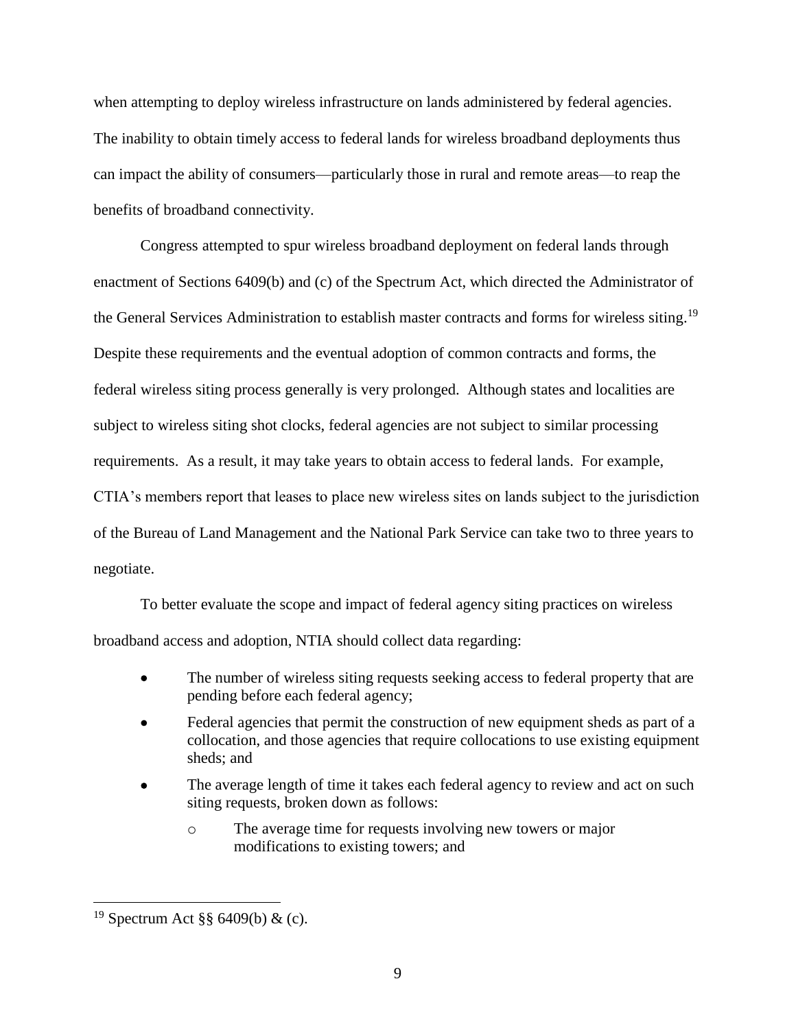when attempting to deploy wireless infrastructure on lands administered by federal agencies. The inability to obtain timely access to federal lands for wireless broadband deployments thus can impact the ability of consumers—particularly those in rural and remote areas—to reap the benefits of broadband connectivity.

Congress attempted to spur wireless broadband deployment on federal lands through enactment of Sections 6409(b) and (c) of the Spectrum Act, which directed the Administrator of the General Services Administration to establish master contracts and forms for wireless siting.[19] Despite these requirements and the eventual adoption of common contracts and forms, the federal wireless siting process generally is very prolonged. Although states and localities are subject to wireless siting shot clocks, federal agencies are not subject to similar processing requirements. As a result, it may take years to obtain access to federal lands. For example, CTIA's members report that leases to place new wireless sites on lands subject to the jurisdiction of the Bureau of Land Management and the National Park Service can take two to three years to negotiate.

To better evaluate the scope and impact of federal agency siting practices on wireless broadband access and adoption, NTIA should collect data regarding:

- The number of wireless siting requests seeking access to federal property that are pending before each federal agency;
- Federal agencies that permit the construction of new equipment sheds as part of a collocation, and those agencies that require collocations to use existing equipment sheds; and
- The average length of time it takes each federal agency to review and act on such siting requests, broken down as follows:
    - The average time for requests involving new towers or major modifications to existing towers; and

---

[19] Spectrum Act §§ 6409(b) & (c).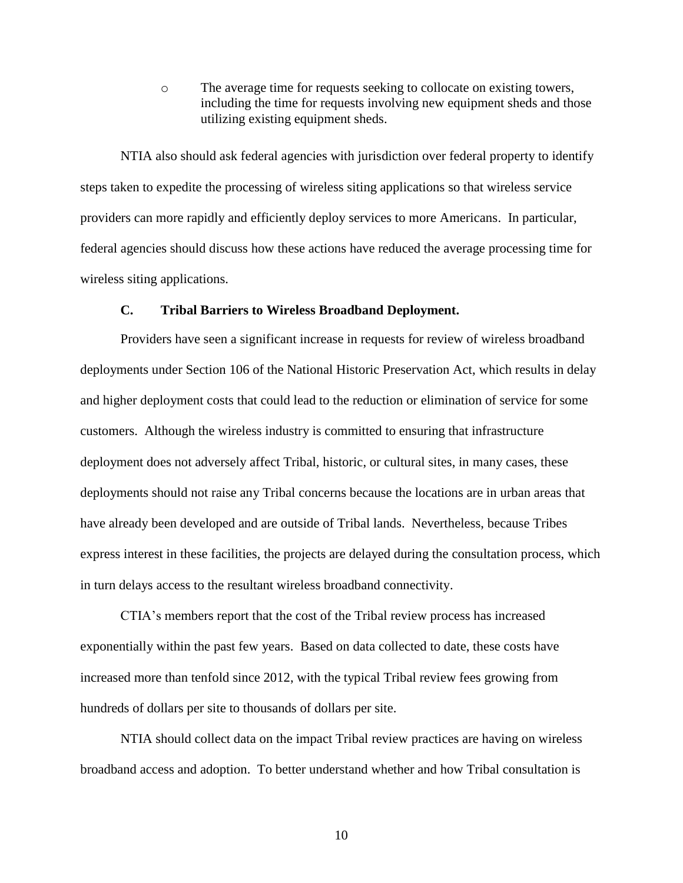- The average time for requests seeking to collocate on existing towers, including the time for requests involving new equipment sheds and those utilizing existing equipment sheds.

NTIA also should ask federal agencies with jurisdiction over federal property to identify steps taken to expedite the processing of wireless siting applications so that wireless service providers can more rapidly and efficiently deploy services to more Americans. In particular, federal agencies should discuss how these actions have reduced the average processing time for wireless siting applications.

### C. Tribal Barriers to Wireless Broadband Deployment.

Providers have seen a significant increase in requests for review of wireless broadband deployments under Section 106 of the National Historic Preservation Act, which results in delay and higher deployment costs that could lead to the reduction or elimination of service for some customers. Although the wireless industry is committed to ensuring that infrastructure deployment does not adversely affect Tribal, historic, or cultural sites, in many cases, these deployments should not raise any Tribal concerns because the locations are in urban areas that have already been developed and are outside of Tribal lands. Nevertheless, because Tribes express interest in these facilities, the projects are delayed during the consultation process, which in turn delays access to the resultant wireless broadband connectivity.

CTIA's members report that the cost of the Tribal review process has increased exponentially within the past few years. Based on data collected to date, these costs have increased more than tenfold since 2012, with the typical Tribal review fees growing from hundreds of dollars per site to thousands of dollars per site.

NTIA should collect data on the impact Tribal review practices are having on wireless broadband access and adoption. To better understand whether and how Tribal consultation is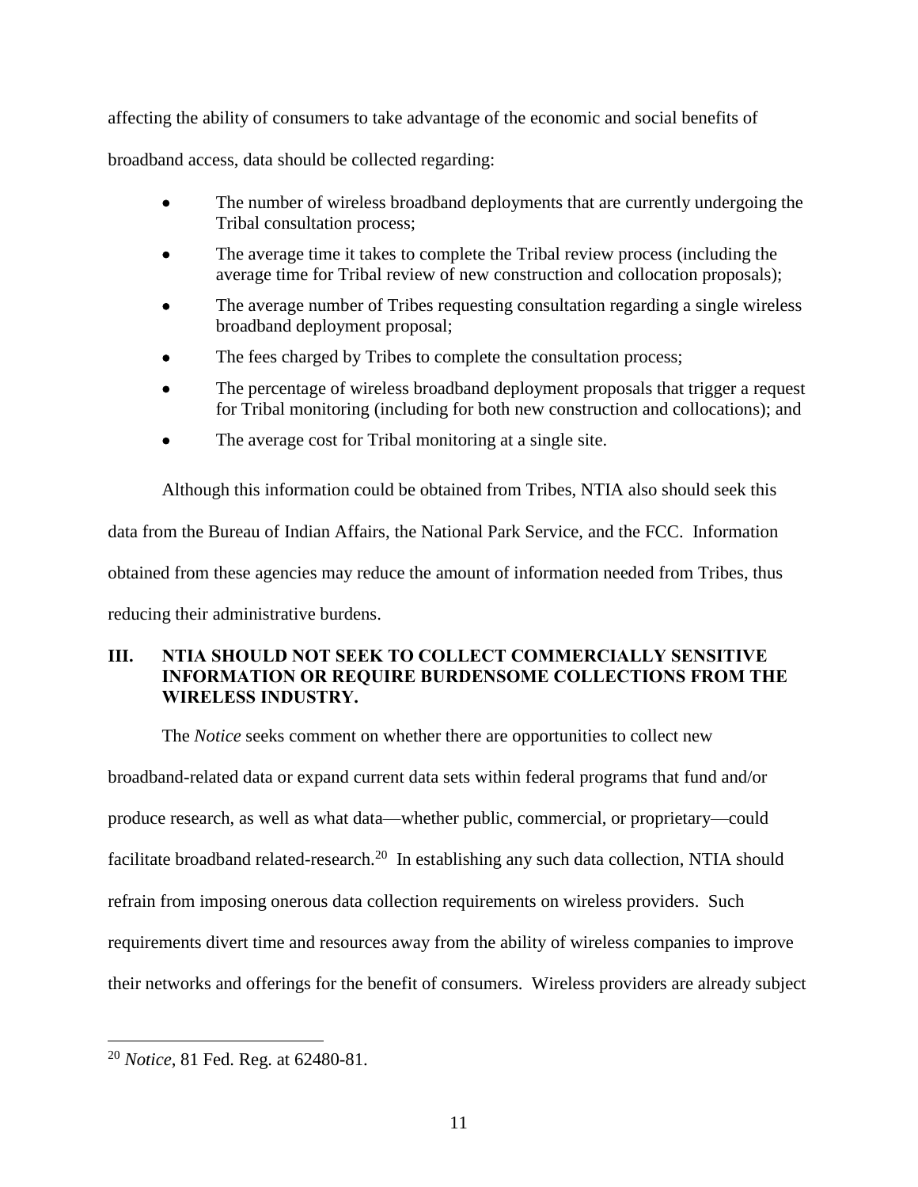affecting the ability of consumers to take advantage of the economic and social benefits of broadband access, data should be collected regarding:

- The number of wireless broadband deployments that are currently undergoing the Tribal consultation process;
- The average time it takes to complete the Tribal review process (including the average time for Tribal review of new construction and collocation proposals);
- The average number of Tribes requesting consultation regarding a single wireless broadband deployment proposal;
- The fees charged by Tribes to complete the consultation process;
- The percentage of wireless broadband deployment proposals that trigger a request for Tribal monitoring (including for both new construction and collocations); and
- The average cost for Tribal monitoring at a single site.

Although this information could be obtained from Tribes, NTIA also should seek this data from the Bureau of Indian Affairs, the National Park Service, and the FCC. Information obtained from these agencies may reduce the amount of information needed from Tribes, thus reducing their administrative burdens.

## III. NTIA SHOULD NOT SEEK TO COLLECT COMMERCIALLY SENSITIVE INFORMATION OR REQUIRE BURDENSOME COLLECTIONS FROM THE WIRELESS INDUSTRY.

The *Notice* seeks comment on whether there are opportunities to collect new broadband-related data or expand current data sets within federal programs that fund and/or produce research, as well as what data—whether public, commercial, or proprietary—could facilitate broadband related-research.[20] In establishing any such data collection, NTIA should refrain from imposing onerous data collection requirements on wireless providers. Such requirements divert time and resources away from the ability of wireless companies to improve their networks and offerings for the benefit of consumers. Wireless providers are already subject

[20] *Notice*, 81 Fed. Reg. at 62480-81.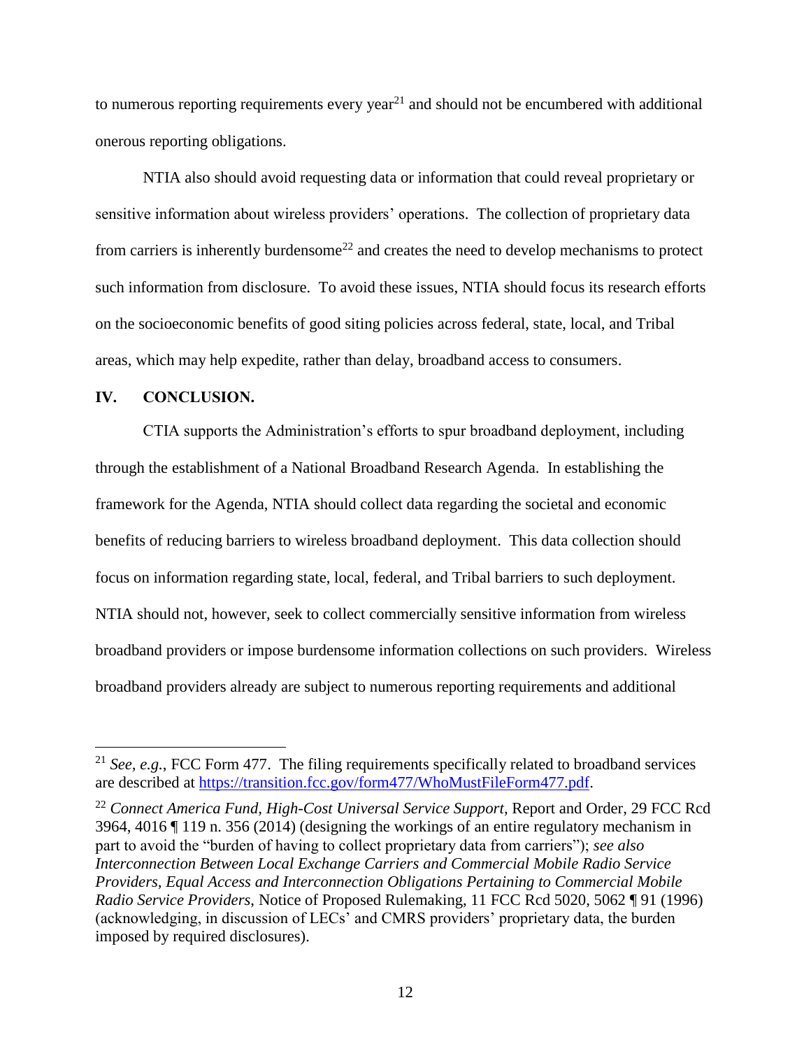to numerous reporting requirements every year[21] and should not be encumbered with additional onerous reporting obligations.

NTIA also should avoid requesting data or information that could reveal proprietary or sensitive information about wireless providers' operations. The collection of proprietary data from carriers is inherently burdensome[22] and creates the need to develop mechanisms to protect such information from disclosure. To avoid these issues, NTIA should focus its research efforts on the socioeconomic benefits of good siting policies across federal, state, local, and Tribal areas, which may help expedite, rather than delay, broadband access to consumers.

## IV. CONCLUSION.

CTIA supports the Administration's efforts to spur broadband deployment, including through the establishment of a National Broadband Research Agenda. In establishing the framework for the Agenda, NTIA should collect data regarding the societal and economic benefits of reducing barriers to wireless broadband deployment. This data collection should focus on information regarding state, local, federal, and Tribal barriers to such deployment. NTIA should not, however, seek to collect commercially sensitive information from wireless broadband providers or impose burdensome information collections on such providers. Wireless broadband providers already are subject to numerous reporting requirements and additional

---

[21] *See, e.g.*, FCC Form 477. The filing requirements specifically related to broadband services are described at [https://transition.fcc.gov/form477/WhoMustFileForm477.pdf](https://transition.fcc.gov/form477/WhoMustFileForm477.pdf).

[22] *Connect America Fund, High-Cost Universal Service Support*, Report and Order, 29 FCC Rcd 3964, 4016 ¶ 119 n. 356 (2014) (designing the workings of an entire regulatory mechanism in part to avoid the "burden of having to collect proprietary data from carriers"); *see also Interconnection Between Local Exchange Carriers and Commercial Mobile Radio Service Providers, Equal Access and Interconnection Obligations Pertaining to Commercial Mobile Radio Service Providers*, Notice of Proposed Rulemaking, 11 FCC Rcd 5020, 5062 ¶ 91 (1996) (acknowledging, in discussion of LECs' and CMRS providers' proprietary data, the burden imposed by required disclosures).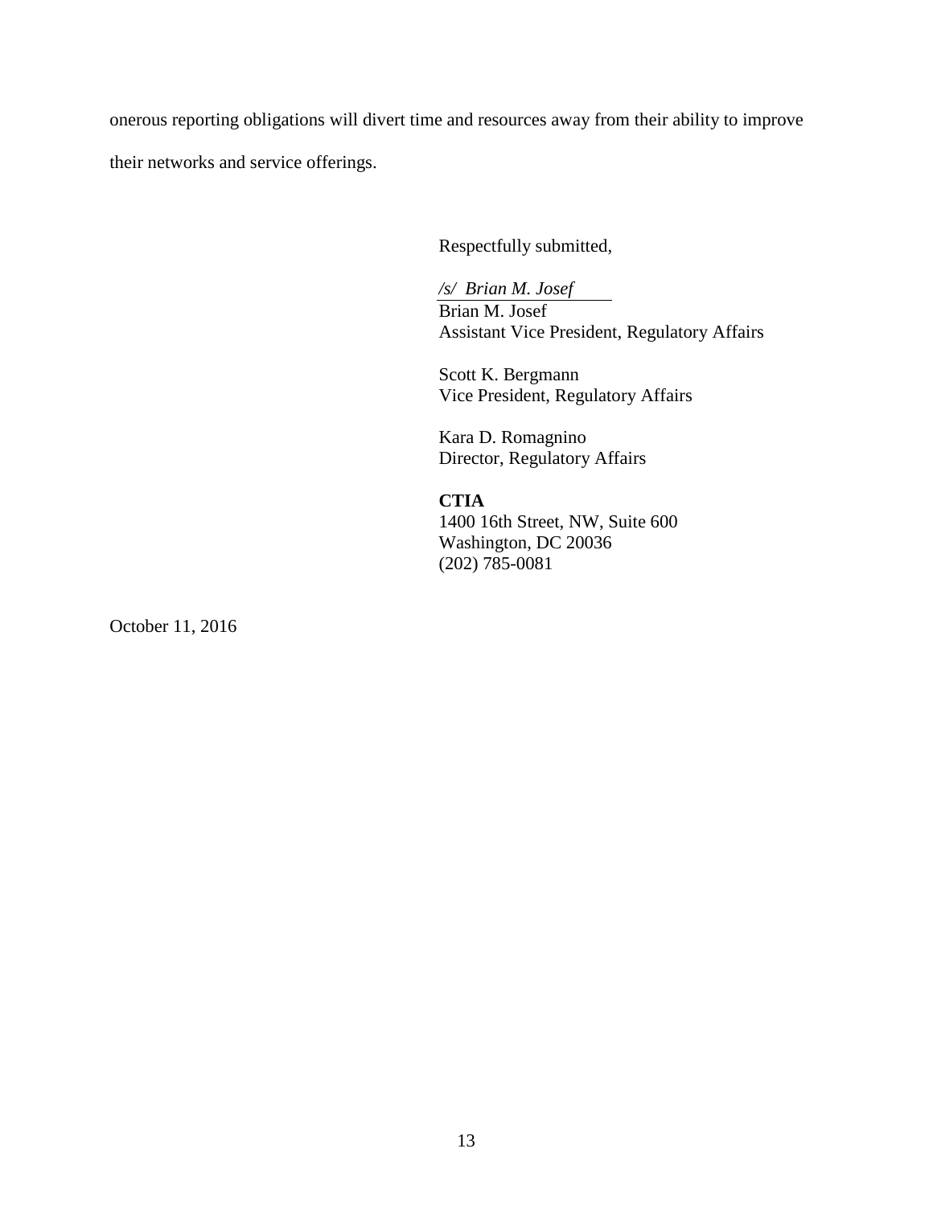onerous reporting obligations will divert time and resources away from their ability to improve their networks and service offerings.

Respectfully submitted,

*/s/ Brian M. Josef*
Brian M. Josef
Assistant Vice President, Regulatory Affairs

Scott K. Bergmann
Vice President, Regulatory Affairs

Kara D. Romagnino
Director, Regulatory Affairs

**CTIA**
1400 16th Street, NW, Suite 600
Washington, DC 20036
(202) 785-0081

October 11, 2016